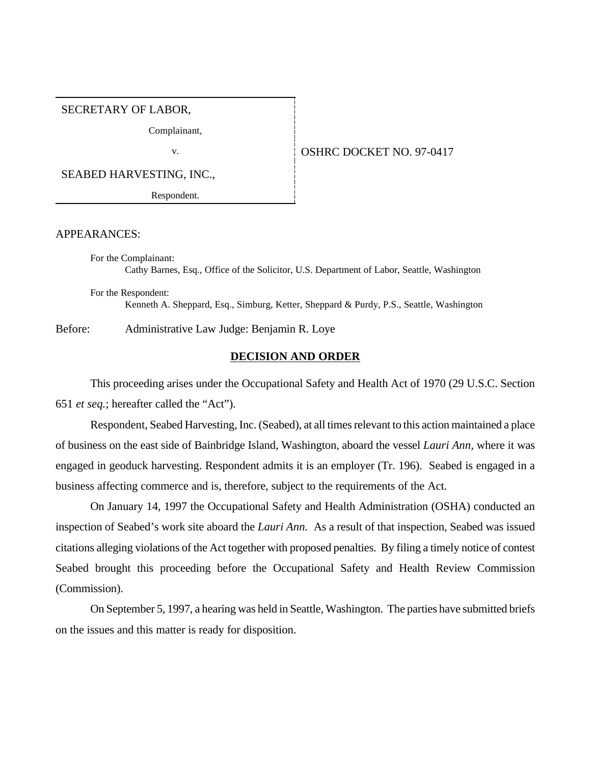SECRETARY OF LABOR,

Complainant,

v.

SEABED HARVESTING, INC.,

Respondent.

OSHRC DOCKET NO. 97-0417

APPEARANCES:

For the Complainant:
Cathy Barnes, Esq., Office of the Solicitor, U.S. Department of Labor, Seattle, Washington

For the Respondent:
Kenneth A. Sheppard, Esq., Simburg, Ketter, Sheppard & Purdy, P.S., Seattle, Washington

Before: Administrative Law Judge: Benjamin R. Loye

## DECISION AND ORDER

This proceeding arises under the Occupational Safety and Health Act of 1970 (29 U.S.C. Section 651 *et seq.*; hereafter called the "Act").

Respondent, Seabed Harvesting, Inc. (Seabed), at all times relevant to this action maintained a place of business on the east side of Bainbridge Island, Washington, aboard the vessel *Lauri Ann*, where it was engaged in geoduck harvesting. Respondent admits it is an employer (Tr. 196). Seabed is engaged in a business affecting commerce and is, therefore, subject to the requirements of the Act.

On January 14, 1997 the Occupational Safety and Health Administration (OSHA) conducted an inspection of Seabed's work site aboard the *Lauri Ann.* As a result of that inspection, Seabed was issued citations alleging violations of the Act together with proposed penalties. By filing a timely notice of contest Seabed brought this proceeding before the Occupational Safety and Health Review Commission (Commission).

On September 5, 1997, a hearing was held in Seattle, Washington. The parties have submitted briefs on the issues and this matter is ready for disposition.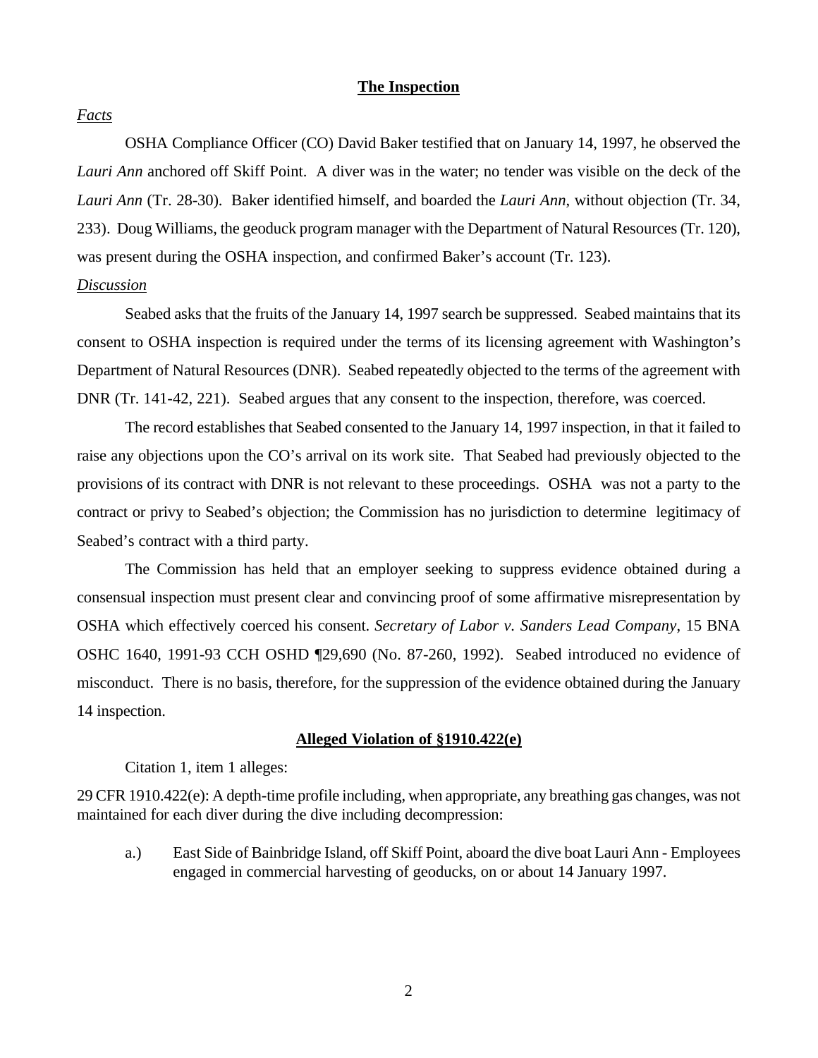**The Inspection**

*Facts*

OSHA Compliance Officer (CO) David Baker testified that on January 14, 1997, he observed the *Lauri Ann* anchored off Skiff Point. A diver was in the water; no tender was visible on the deck of the *Lauri Ann* (Tr. 28-30). Baker identified himself, and boarded the *Lauri Ann*, without objection (Tr. 34, 233). Doug Williams, the geoduck program manager with the Department of Natural Resources (Tr. 120), was present during the OSHA inspection, and confirmed Baker's account (Tr. 123).

*Discussion*

Seabed asks that the fruits of the January 14, 1997 search be suppressed. Seabed maintains that its consent to OSHA inspection is required under the terms of its licensing agreement with Washington's Department of Natural Resources (DNR). Seabed repeatedly objected to the terms of the agreement with DNR (Tr. 141-42, 221). Seabed argues that any consent to the inspection, therefore, was coerced.

The record establishes that Seabed consented to the January 14, 1997 inspection, in that it failed to raise any objections upon the CO's arrival on its work site. That Seabed had previously objected to the provisions of its contract with DNR is not relevant to these proceedings. OSHA was not a party to the contract or privy to Seabed's objection; the Commission has no jurisdiction to determine legitimacy of Seabed's contract with a third party.

The Commission has held that an employer seeking to suppress evidence obtained during a consensual inspection must present clear and convincing proof of some affirmative misrepresentation by OSHA which effectively coerced his consent. *Secretary of Labor v. Sanders Lead Company*, 15 BNA OSHC 1640, 1991-93 CCH OSHD ¶29,690 (No. 87-260, 1992). Seabed introduced no evidence of misconduct. There is no basis, therefore, for the suppression of the evidence obtained during the January 14 inspection.

**Alleged Violation of §1910.422(e)**

Citation 1, item 1 alleges:

29 CFR 1910.422(e): A depth-time profile including, when appropriate, any breathing gas changes, was not maintained for each diver during the dive including decompression:

a.) East Side of Bainbridge Island, off Skiff Point, aboard the dive boat Lauri Ann - Employees engaged in commercial harvesting of geoducks, on or about 14 January 1997.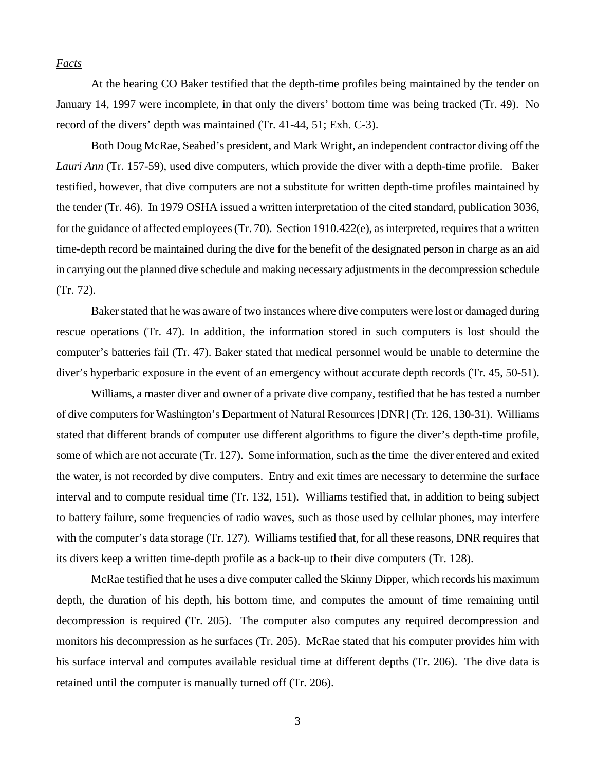*Facts*

At the hearing CO Baker testified that the depth-time profiles being maintained by the tender on January 14, 1997 were incomplete, in that only the divers' bottom time was being tracked (Tr. 49). No record of the divers' depth was maintained (Tr. 41-44, 51; Exh. C-3).

Both Doug McRae, Seabed's president, and Mark Wright, an independent contractor diving off the *Lauri Ann* (Tr. 157-59), used dive computers, which provide the diver with a depth-time profile. Baker testified, however, that dive computers are not a substitute for written depth-time profiles maintained by the tender (Tr. 46). In 1979 OSHA issued a written interpretation of the cited standard, publication 3036, for the guidance of affected employees (Tr. 70). Section 1910.422(e), as interpreted, requires that a written time-depth record be maintained during the dive for the benefit of the designated person in charge as an aid in carrying out the planned dive schedule and making necessary adjustments in the decompression schedule (Tr. 72).

Baker stated that he was aware of two instances where dive computers were lost or damaged during rescue operations (Tr. 47). In addition, the information stored in such computers is lost should the computer's batteries fail (Tr. 47). Baker stated that medical personnel would be unable to determine the diver's hyperbaric exposure in the event of an emergency without accurate depth records (Tr. 45, 50-51).

Williams, a master diver and owner of a private dive company, testified that he has tested a number of dive computers for Washington's Department of Natural Resources [DNR] (Tr. 126, 130-31). Williams stated that different brands of computer use different algorithms to figure the diver's depth-time profile, some of which are not accurate (Tr. 127). Some information, such as the time the diver entered and exited the water, is not recorded by dive computers. Entry and exit times are necessary to determine the surface interval and to compute residual time (Tr. 132, 151). Williams testified that, in addition to being subject to battery failure, some frequencies of radio waves, such as those used by cellular phones, may interfere with the computer's data storage (Tr. 127). Williams testified that, for all these reasons, DNR requires that its divers keep a written time-depth profile as a back-up to their dive computers (Tr. 128).

McRae testified that he uses a dive computer called the Skinny Dipper, which records his maximum depth, the duration of his depth, his bottom time, and computes the amount of time remaining until decompression is required (Tr. 205). The computer also computes any required decompression and monitors his decompression as he surfaces (Tr. 205). McRae stated that his computer provides him with his surface interval and computes available residual time at different depths (Tr. 206). The dive data is retained until the computer is manually turned off (Tr. 206).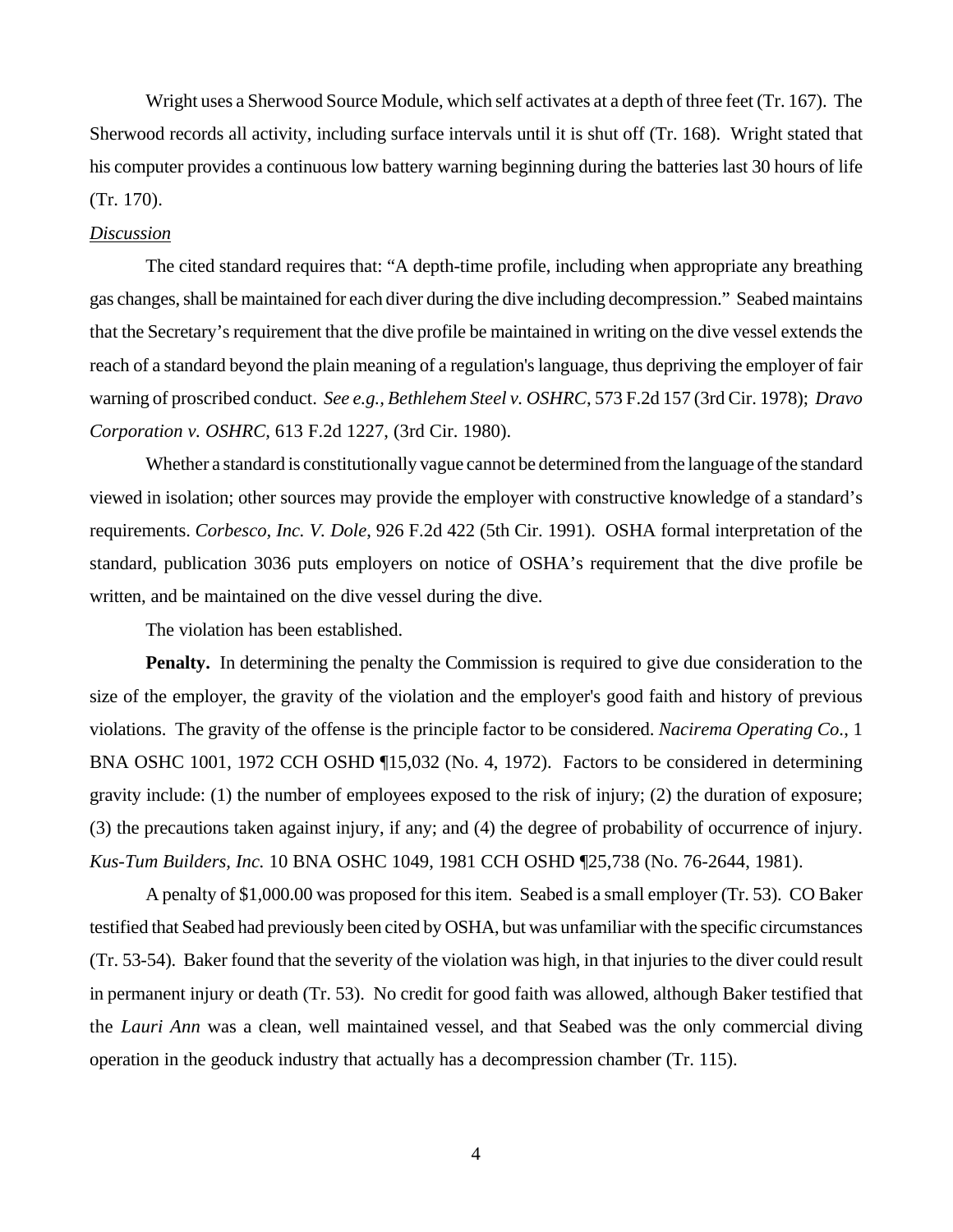Wright uses a Sherwood Source Module, which self activates at a depth of three feet (Tr. 167). The Sherwood records all activity, including surface intervals until it is shut off (Tr. 168). Wright stated that his computer provides a continuous low battery warning beginning during the batteries last 30 hours of life (Tr. 170).

<u>Discussion</u>

The cited standard requires that: "A depth-time profile, including when appropriate any breathing gas changes, shall be maintained for each diver during the dive including decompression." Seabed maintains that the Secretary's requirement that the dive profile be maintained in writing on the dive vessel extends the reach of a standard beyond the plain meaning of a regulation's language, thus depriving the employer of fair warning of proscribed conduct. *See e.g., Bethlehem Steel v. OSHRC*, 573 F.2d 157 (3rd Cir. 1978); *Dravo Corporation v. OSHRC,* 613 F.2d 1227, (3rd Cir. 1980).

Whether a standard is constitutionally vague cannot be determined from the language of the standard viewed in isolation; other sources may provide the employer with constructive knowledge of a standard's requirements. *Corbesco, Inc. V. Dole*, 926 F.2d 422 (5th Cir. 1991). OSHA formal interpretation of the standard, publication 3036 puts employers on notice of OSHA's requirement that the dive profile be written, and be maintained on the dive vessel during the dive.

The violation has been established.

**Penalty.** In determining the penalty the Commission is required to give due consideration to the size of the employer, the gravity of the violation and the employer's good faith and history of previous violations. The gravity of the offense is the principle factor to be considered. *Nacirema Operating Co.*, 1 BNA OSHC 1001, 1972 CCH OSHD ¶15,032 (No. 4, 1972). Factors to be considered in determining gravity include: (1) the number of employees exposed to the risk of injury; (2) the duration of exposure; (3) the precautions taken against injury, if any; and (4) the degree of probability of occurrence of injury. *Kus-Tum Builders, Inc.* 10 BNA OSHC 1049, 1981 CCH OSHD ¶25,738 (No. 76-2644, 1981).

A penalty of $1,000.00 was proposed for this item. Seabed is a small employer (Tr. 53). CO Baker testified that Seabed had previously been cited by OSHA, but was unfamiliar with the specific circumstances (Tr. 53-54). Baker found that the severity of the violation was high, in that injuries to the diver could result in permanent injury or death (Tr. 53). No credit for good faith was allowed, although Baker testified that the *Lauri Ann* was a clean, well maintained vessel, and that Seabed was the only commercial diving operation in the geoduck industry that actually has a decompression chamber (Tr. 115).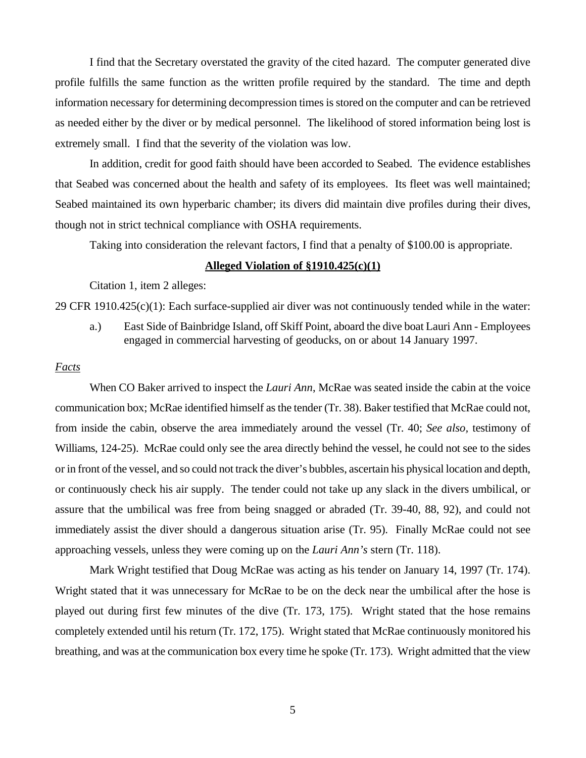I find that the Secretary overstated the gravity of the cited hazard. The computer generated dive profile fulfills the same function as the written profile required by the standard. The time and depth information necessary for determining decompression times is stored on the computer and can be retrieved as needed either by the diver or by medical personnel. The likelihood of stored information being lost is extremely small. I find that the severity of the violation was low.

In addition, credit for good faith should have been accorded to Seabed. The evidence establishes that Seabed was concerned about the health and safety of its employees. Its fleet was well maintained; Seabed maintained its own hyperbaric chamber; its divers did maintain dive profiles during their dives, though not in strict technical compliance with OSHA requirements.

Taking into consideration the relevant factors, I find that a penalty of $100.00 is appropriate.

**Alleged Violation of §1910.425(c)(1)**

Citation 1, item 2 alleges:

29 CFR 1910.425(c)(1): Each surface-supplied air diver was not continuously tended while in the water:

a.) East Side of Bainbridge Island, off Skiff Point, aboard the dive boat Lauri Ann - Employees engaged in commercial harvesting of geoducks, on or about 14 January 1997.

*Facts*

When CO Baker arrived to inspect the *Lauri Ann*, McRae was seated inside the cabin at the voice communication box; McRae identified himself as the tender (Tr. 38). Baker testified that McRae could not, from inside the cabin, observe the area immediately around the vessel (Tr. 40; *See also,* testimony of Williams, 124-25). McRae could only see the area directly behind the vessel, he could not see to the sides or in front of the vessel, and so could not track the diver's bubbles, ascertain his physical location and depth, or continuously check his air supply. The tender could not take up any slack in the divers umbilical, or assure that the umbilical was free from being snagged or abraded (Tr. 39-40, 88, 92), and could not immediately assist the diver should a dangerous situation arise (Tr. 95). Finally McRae could not see approaching vessels, unless they were coming up on the *Lauri Ann's* stern (Tr. 118).

Mark Wright testified that Doug McRae was acting as his tender on January 14, 1997 (Tr. 174). Wright stated that it was unnecessary for McRae to be on the deck near the umbilical after the hose is played out during first few minutes of the dive (Tr. 173, 175). Wright stated that the hose remains completely extended until his return (Tr. 172, 175). Wright stated that McRae continuously monitored his breathing, and was at the communication box every time he spoke (Tr. 173). Wright admitted that the view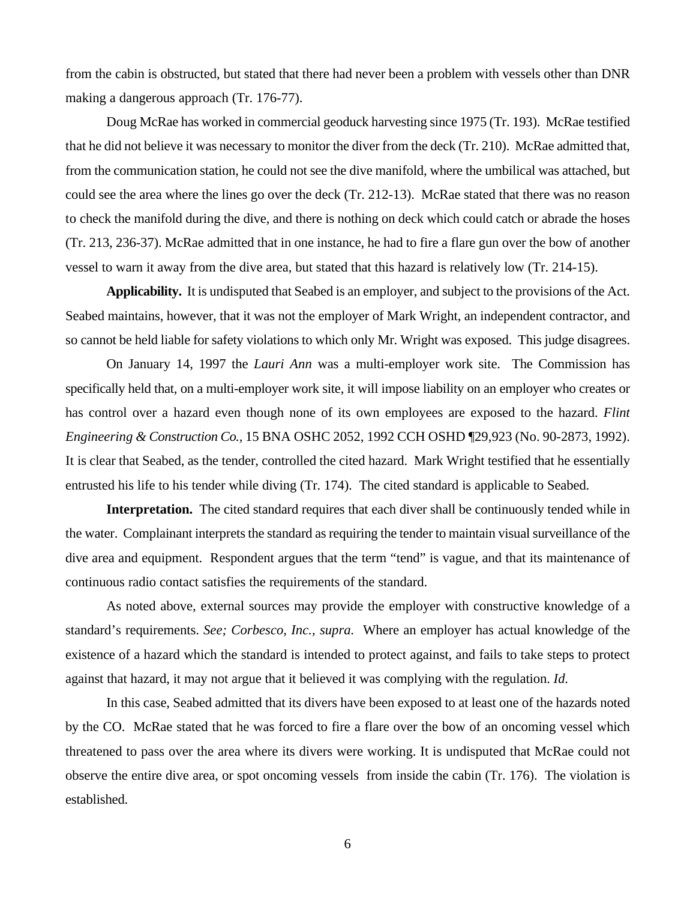from the cabin is obstructed, but stated that there had never been a problem with vessels other than DNR making a dangerous approach (Tr. 176-77).

Doug McRae has worked in commercial geoduck harvesting since 1975 (Tr. 193). McRae testified that he did not believe it was necessary to monitor the diver from the deck (Tr. 210). McRae admitted that, from the communication station, he could not see the dive manifold, where the umbilical was attached, but could see the area where the lines go over the deck (Tr. 212-13). McRae stated that there was no reason to check the manifold during the dive, and there is nothing on deck which could catch or abrade the hoses (Tr. 213, 236-37). McRae admitted that in one instance, he had to fire a flare gun over the bow of another vessel to warn it away from the dive area, but stated that this hazard is relatively low (Tr. 214-15).

**Applicability.** It is undisputed that Seabed is an employer, and subject to the provisions of the Act. Seabed maintains, however, that it was not the employer of Mark Wright, an independent contractor, and so cannot be held liable for safety violations to which only Mr. Wright was exposed. This judge disagrees.

On January 14, 1997 the *Lauri Ann* was a multi-employer work site. The Commission has specifically held that, on a multi-employer work site, it will impose liability on an employer who creates or has control over a hazard even though none of its own employees are exposed to the hazard. *Flint Engineering & Construction Co.,* 15 BNA OSHC 2052, 1992 CCH OSHD ¶29,923 (No. 90-2873, 1992). It is clear that Seabed, as the tender, controlled the cited hazard. Mark Wright testified that he essentially entrusted his life to his tender while diving (Tr. 174). The cited standard is applicable to Seabed.

**Interpretation.** The cited standard requires that each diver shall be continuously tended while in the water. Complainant interprets the standard as requiring the tender to maintain visual surveillance of the dive area and equipment. Respondent argues that the term "tend" is vague, and that its maintenance of continuous radio contact satisfies the requirements of the standard.

As noted above, external sources may provide the employer with constructive knowledge of a standard's requirements. *See; Corbesco, Inc., supra.* Where an employer has actual knowledge of the existence of a hazard which the standard is intended to protect against, and fails to take steps to protect against that hazard, it may not argue that it believed it was complying with the regulation. *Id.*

In this case, Seabed admitted that its divers have been exposed to at least one of the hazards noted by the CO. McRae stated that he was forced to fire a flare over the bow of an oncoming vessel which threatened to pass over the area where its divers were working. It is undisputed that McRae could not observe the entire dive area, or spot oncoming vessels from inside the cabin (Tr. 176). The violation is established.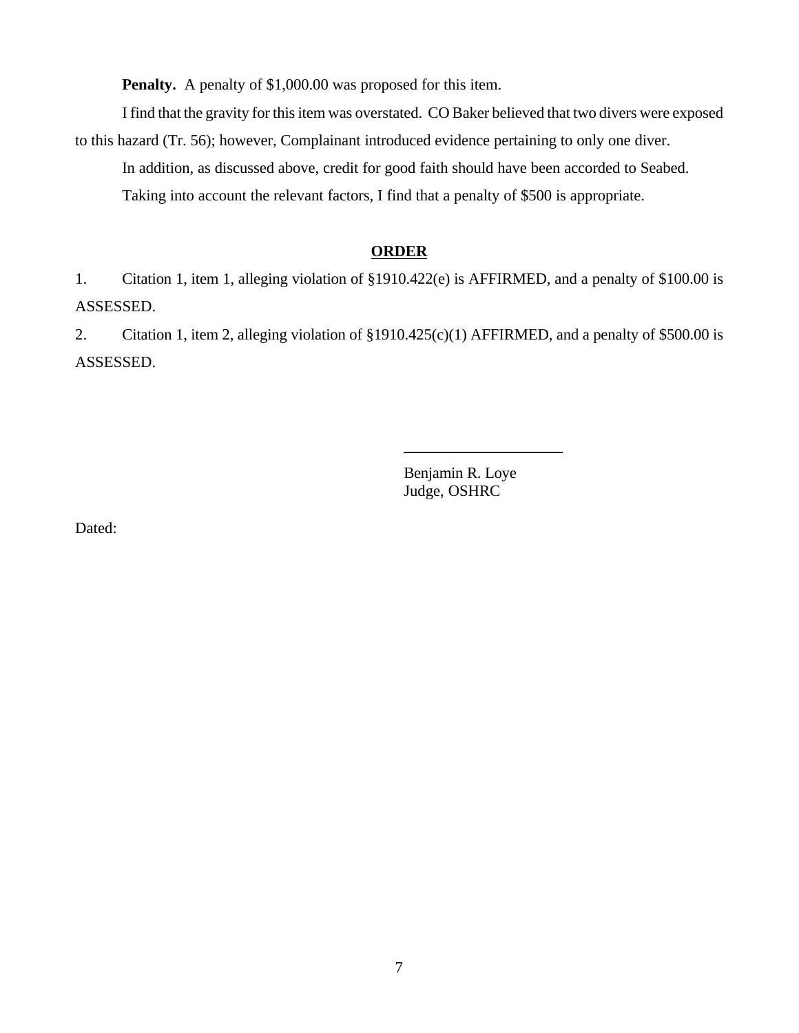**Penalty.** A penalty of $1,000.00 was proposed for this item.

I find that the gravity for this item was overstated. CO Baker believed that two divers were exposed to this hazard (Tr. 56); however, Complainant introduced evidence pertaining to only one diver.

In addition, as discussed above, credit for good faith should have been accorded to Seabed.

Taking into account the relevant factors, I find that a penalty of $500 is appropriate.

## ORDER

1. Citation 1, item 1, alleging violation of §1910.422(e) is AFFIRMED, and a penalty of $100.00 is ASSESSED.

2. Citation 1, item 2, alleging violation of §1910.425(c)(1) AFFIRMED, and a penalty of $500.00 is ASSESSED.

Benjamin R. Loye
Judge, OSHRC

Dated: